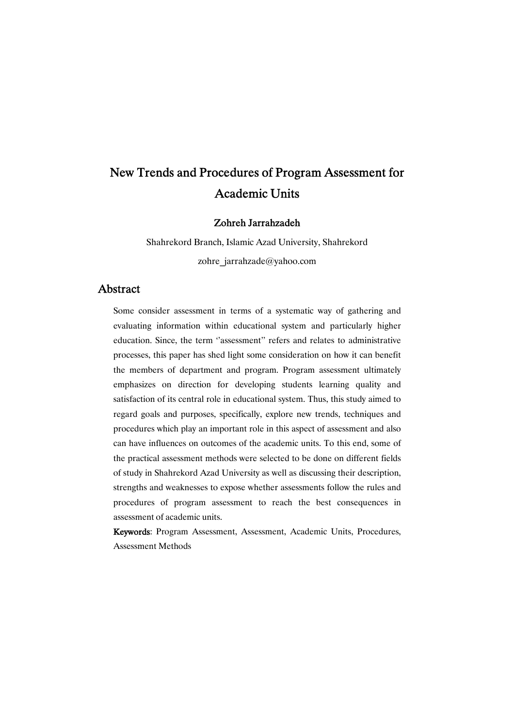# New Trends and Procedures of Program Assessment for Academic Units

**Zohreh Jarrahzadeh**

Shahrekord Branch, Islamic Azad University, Shahrekord

zohre_jarrahzade@yahoo.com

## Abstract

Some consider assessment in terms of a systematic way of gathering and evaluating information within educational system and particularly higher education. Since, the term ''assessment'' refers and relates to administrative processes, this paper has shed light some consideration on how it can benefit the members of department and program. Program assessment ultimately emphasizes on direction for developing students learning quality and satisfaction of its central role in educational system. Thus, this study aimed to regard goals and purposes, specifically, explore new trends, techniques and procedures which play an important role in this aspect of assessment and also can have influences on outcomes of the academic units. To this end, some of the practical assessment methods were selected to be done on different fields of study in Shahrekord Azad University as well as discussing their description, strengths and weaknesses to expose whether assessments follow the rules and procedures of program assessment to reach the best consequences in assessment of academic units.

**Keywords**: Program Assessment, Assessment, Academic Units, Procedures, Assessment Methods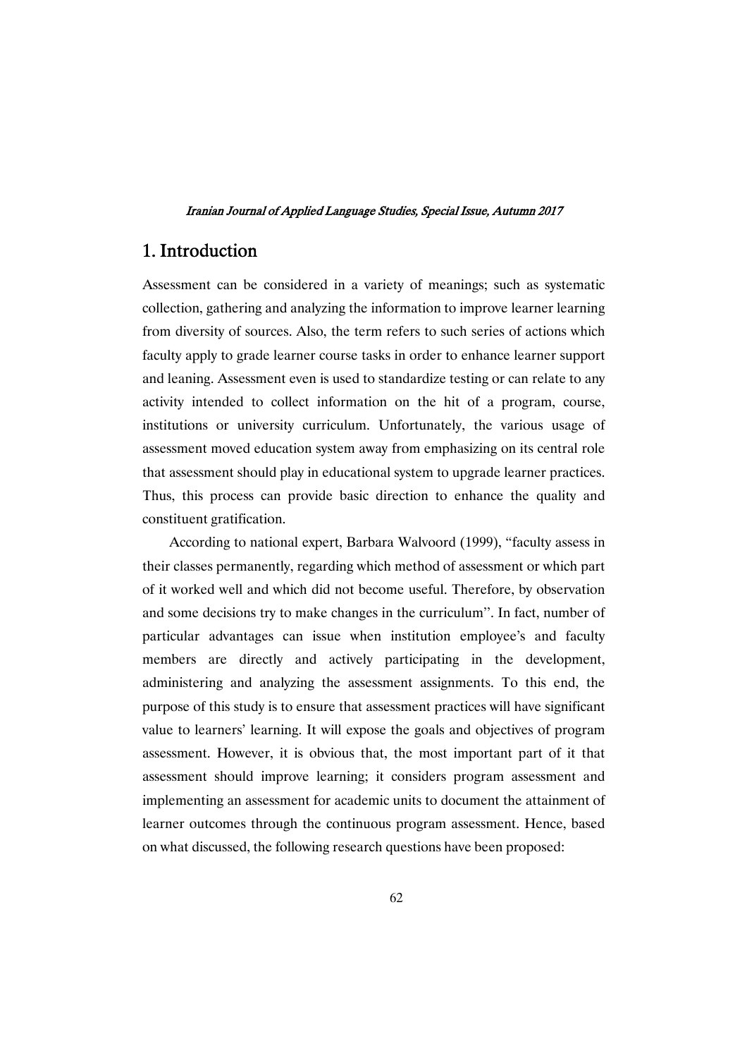## 1. Introduction

Assessment can be considered in a variety of meanings; such as systematic collection, gathering and analyzing the information to improve learner learning from diversity of sources. Also, the term refers to such series of actions which faculty apply to grade learner course tasks in order to enhance learner support and leaning. Assessment even is used to standardize testing or can relate to any activity intended to collect information on the hit of a program, course, institutions or university curriculum. Unfortunately, the various usage of assessment moved education system away from emphasizing on its central role that assessment should play in educational system to upgrade learner practices. Thus, this process can provide basic direction to enhance the quality and constituent gratification.

According to national expert, Barbara Walvoord (1999), "faculty assess in their classes permanently, regarding which method of assessment or which part of it worked well and which did not become useful. Therefore, by observation and some decisions try to make changes in the curriculum". In fact, number of particular advantages can issue when institution employee's and faculty members are directly and actively participating in the development, administering and analyzing the assessment assignments. To this end, the purpose of this study is to ensure that assessment practices will have significant value to learners' learning. It will expose the goals and objectives of program assessment. However, it is obvious that, the most important part of it that assessment should improve learning; it considers program assessment and implementing an assessment for academic units to document the attainment of learner outcomes through the continuous program assessment. Hence, based on what discussed, the following research questions have been proposed: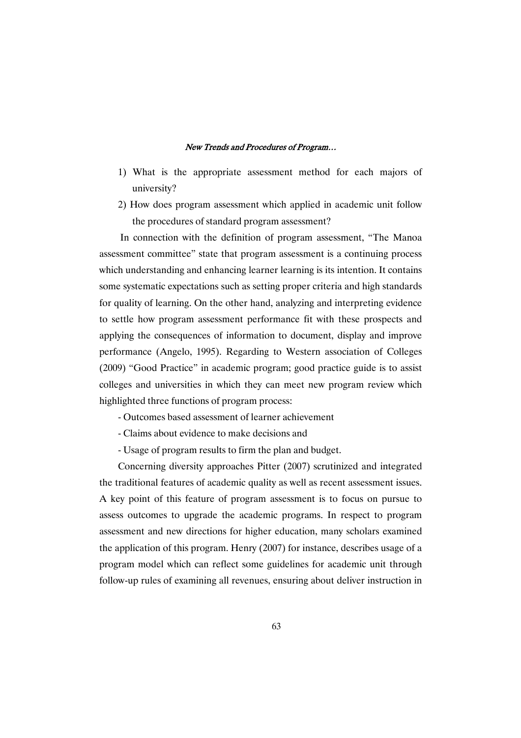1) What is the appropriate assessment method for each majors of university?
2) How does program assessment which applied in academic unit follow the procedures of standard program assessment?

In connection with the definition of program assessment, "The Manoa assessment committee" state that program assessment is a continuing process which understanding and enhancing learner learning is its intention. It contains some systematic expectations such as setting proper criteria and high standards for quality of learning. On the other hand, analyzing and interpreting evidence to settle how program assessment performance fit with these prospects and applying the consequences of information to document, display and improve performance (Angelo, 1995). Regarding to Western association of Colleges (2009) "Good Practice" in academic program; good practice guide is to assist colleges and universities in which they can meet new program review which highlighted three functions of program process:

- Outcomes based assessment of learner achievement
- Claims about evidence to make decisions and
- Usage of program results to firm the plan and budget.

Concerning diversity approaches Pitter (2007) scrutinized and integrated the traditional features of academic quality as well as recent assessment issues. A key point of this feature of program assessment is to focus on pursue to assess outcomes to upgrade the academic programs. In respect to program assessment and new directions for higher education, many scholars examined the application of this program. Henry (2007) for instance, describes usage of a program model which can reflect some guidelines for academic unit through follow-up rules of examining all revenues, ensuring about deliver instruction in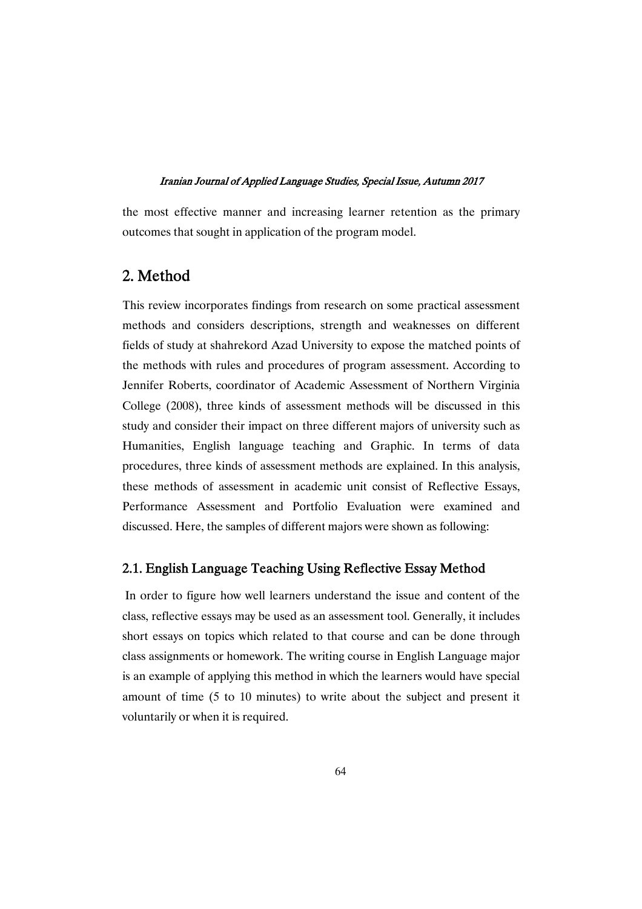the most effective manner and increasing learner retention as the primary outcomes that sought in application of the program model.

## 2. Method

This review incorporates findings from research on some practical assessment methods and considers descriptions, strength and weaknesses on different fields of study at shahrekord Azad University to expose the matched points of the methods with rules and procedures of program assessment. According to Jennifer Roberts, coordinator of Academic Assessment of Northern Virginia College (2008), three kinds of assessment methods will be discussed in this study and consider their impact on three different majors of university such as Humanities, English language teaching and Graphic. In terms of data procedures, three kinds of assessment methods are explained. In this analysis, these methods of assessment in academic unit consist of Reflective Essays, Performance Assessment and Portfolio Evaluation were examined and discussed. Here, the samples of different majors were shown as following:

### 2.1. English Language Teaching Using Reflective Essay Method

In order to figure how well learners understand the issue and content of the class, reflective essays may be used as an assessment tool. Generally, it includes short essays on topics which related to that course and can be done through class assignments or homework. The writing course in English Language major is an example of applying this method in which the learners would have special amount of time (5 to 10 minutes) to write about the subject and present it voluntarily or when it is required.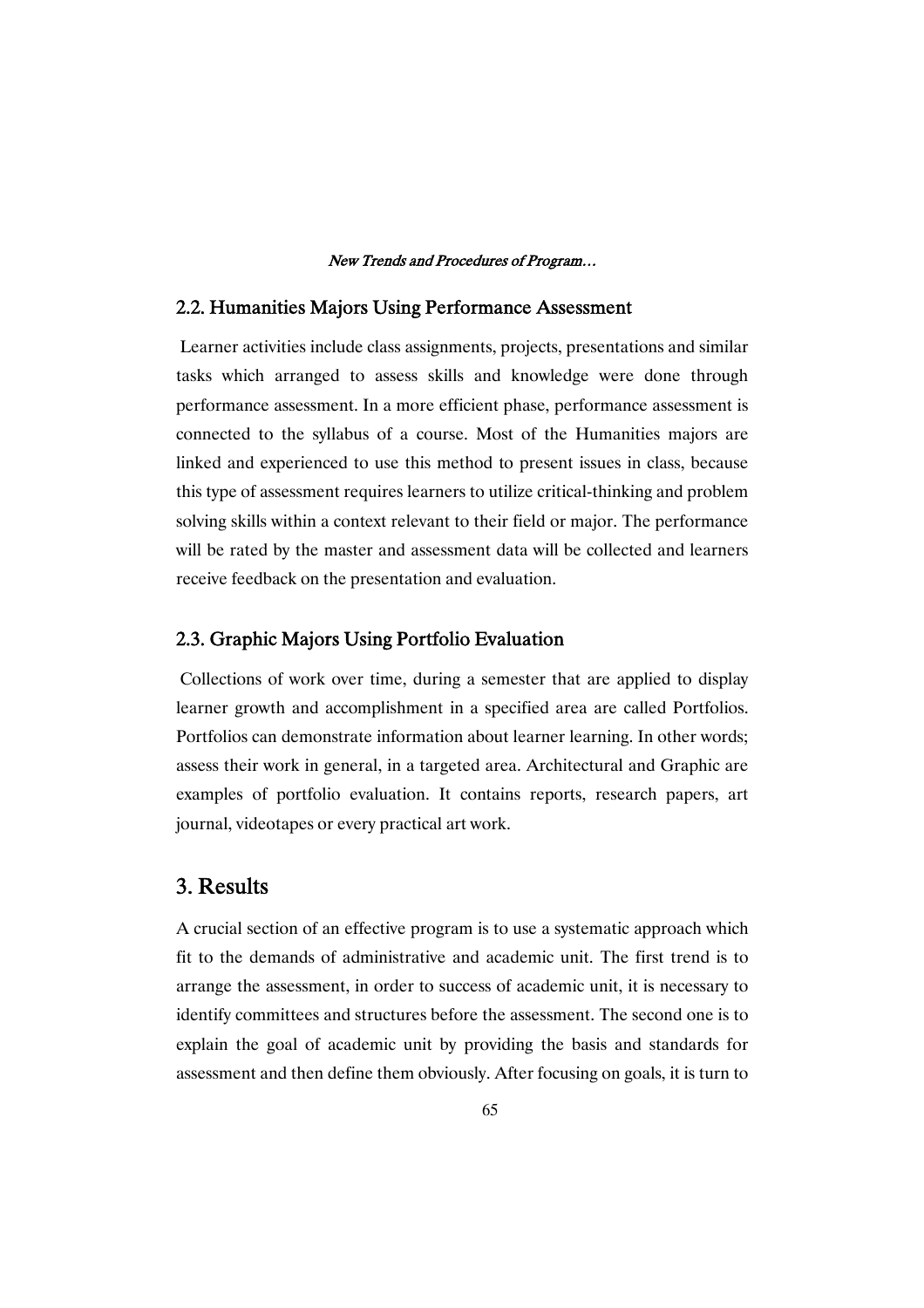### 2.2. Humanities Majors Using Performance Assessment

Learner activities include class assignments, projects, presentations and similar tasks which arranged to assess skills and knowledge were done through performance assessment. In a more efficient phase, performance assessment is connected to the syllabus of a course. Most of the Humanities majors are linked and experienced to use this method to present issues in class, because this type of assessment requires learners to utilize critical-thinking and problem solving skills within a context relevant to their field or major. The performance will be rated by the master and assessment data will be collected and learners receive feedback on the presentation and evaluation.

### 2.3. Graphic Majors Using Portfolio Evaluation

Collections of work over time, during a semester that are applied to display learner growth and accomplishment in a specified area are called Portfolios. Portfolios can demonstrate information about learner learning. In other words; assess their work in general, in a targeted area. Architectural and Graphic are examples of portfolio evaluation. It contains reports, research papers, art journal, videotapes or every practical art work.

## 3. Results

A crucial section of an effective program is to use a systematic approach which fit to the demands of administrative and academic unit. The first trend is to arrange the assessment, in order to success of academic unit, it is necessary to identify committees and structures before the assessment. The second one is to explain the goal of academic unit by providing the basis and standards for assessment and then define them obviously. After focusing on goals, it is turn to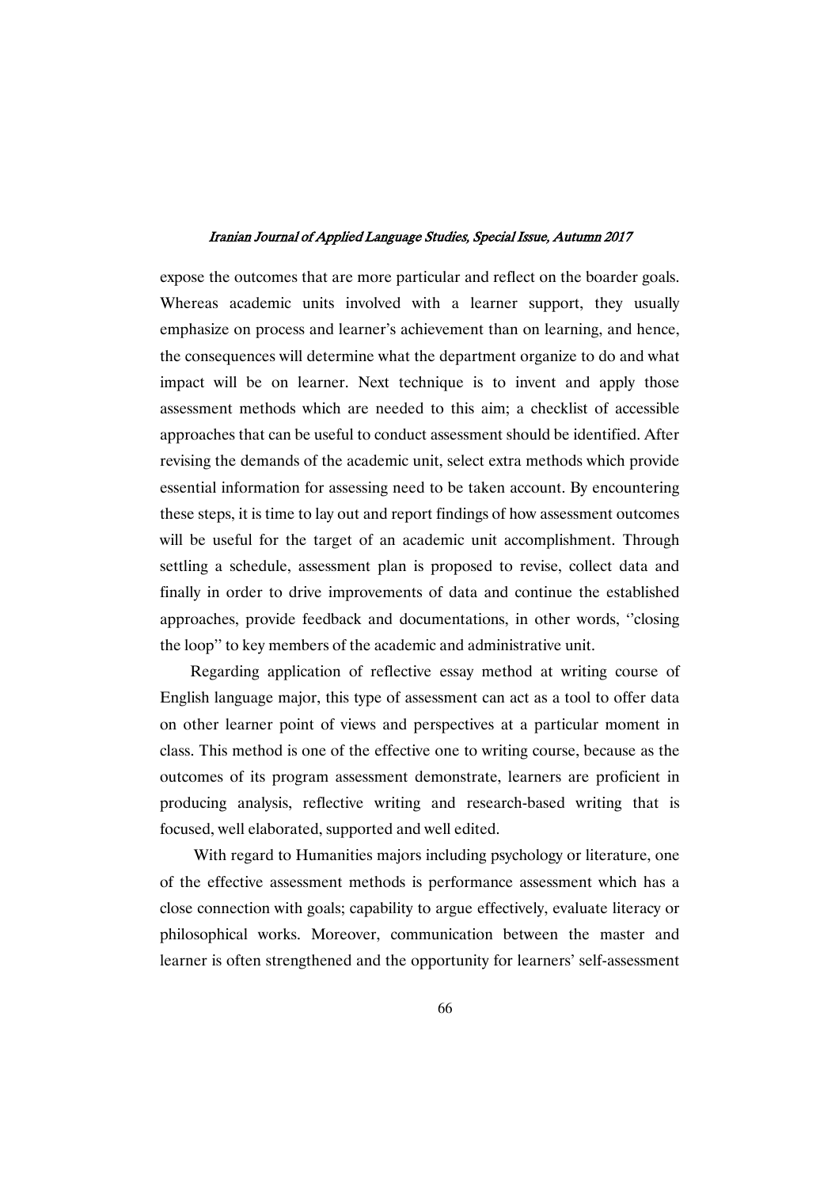expose the outcomes that are more particular and reflect on the boarder goals. Whereas academic units involved with a learner support, they usually emphasize on process and learner's achievement than on learning, and hence, the consequences will determine what the department organize to do and what impact will be on learner. Next technique is to invent and apply those assessment methods which are needed to this aim; a checklist of accessible approaches that can be useful to conduct assessment should be identified. After revising the demands of the academic unit, select extra methods which provide essential information for assessing need to be taken account. By encountering these steps, it is time to lay out and report findings of how assessment outcomes will be useful for the target of an academic unit accomplishment. Through settling a schedule, assessment plan is proposed to revise, collect data and finally in order to drive improvements of data and continue the established approaches, provide feedback and documentations, in other words, ''closing the loop'' to key members of the academic and administrative unit.

Regarding application of reflective essay method at writing course of English language major, this type of assessment can act as a tool to offer data on other learner point of views and perspectives at a particular moment in class. This method is one of the effective one to writing course, because as the outcomes of its program assessment demonstrate, learners are proficient in producing analysis, reflective writing and research-based writing that is focused, well elaborated, supported and well edited.

With regard to Humanities majors including psychology or literature, one of the effective assessment methods is performance assessment which has a close connection with goals; capability to argue effectively, evaluate literacy or philosophical works. Moreover, communication between the master and learner is often strengthened and the opportunity for learners' self-assessment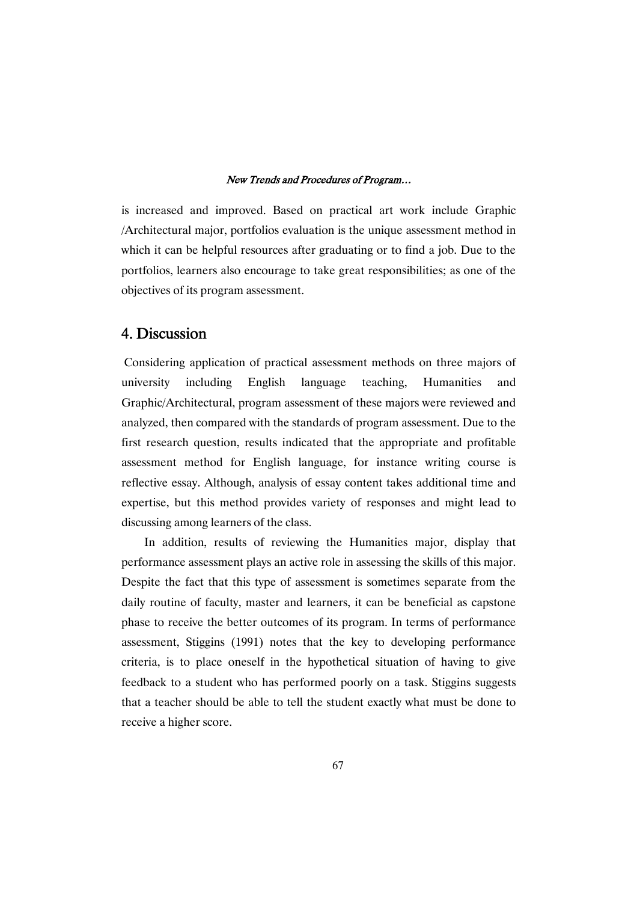is increased and improved. Based on practical art work include Graphic /Architectural major, portfolios evaluation is the unique assessment method in which it can be helpful resources after graduating or to find a job. Due to the portfolios, learners also encourage to take great responsibilities; as one of the objectives of its program assessment.

## 4. Discussion

Considering application of practical assessment methods on three majors of university including English language teaching, Humanities and Graphic/Architectural, program assessment of these majors were reviewed and analyzed, then compared with the standards of program assessment. Due to the first research question, results indicated that the appropriate and profitable assessment method for English language, for instance writing course is reflective essay. Although, analysis of essay content takes additional time and expertise, but this method provides variety of responses and might lead to discussing among learners of the class.

In addition, results of reviewing the Humanities major, display that performance assessment plays an active role in assessing the skills of this major. Despite the fact that this type of assessment is sometimes separate from the daily routine of faculty, master and learners, it can be beneficial as capstone phase to receive the better outcomes of its program. In terms of performance assessment, Stiggins (1991) notes that the key to developing performance criteria, is to place oneself in the hypothetical situation of having to give feedback to a student who has performed poorly on a task. Stiggins suggests that a teacher should be able to tell the student exactly what must be done to receive a higher score.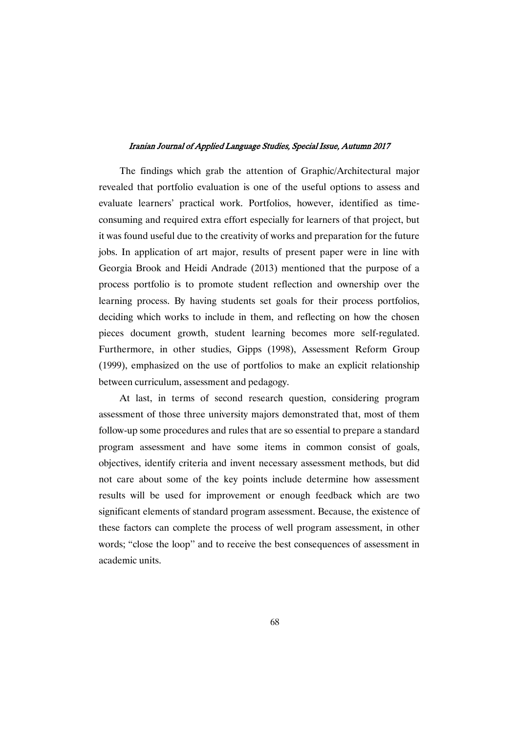The findings which grab the attention of Graphic/Architectural major revealed that portfolio evaluation is one of the useful options to assess and evaluate learners' practical work. Portfolios, however, identified as time-consuming and required extra effort especially for learners of that project, but it was found useful due to the creativity of works and preparation for the future jobs. In application of art major, results of present paper were in line with Georgia Brook and Heidi Andrade (2013) mentioned that the purpose of a process portfolio is to promote student reflection and ownership over the learning process. By having students set goals for their process portfolios, deciding which works to include in them, and reflecting on how the chosen pieces document growth, student learning becomes more self-regulated. Furthermore, in other studies, Gipps (1998), Assessment Reform Group (1999), emphasized on the use of portfolios to make an explicit relationship between curriculum, assessment and pedagogy.

At last, in terms of second research question, considering program assessment of those three university majors demonstrated that, most of them follow-up some procedures and rules that are so essential to prepare a standard program assessment and have some items in common consist of goals, objectives, identify criteria and invent necessary assessment methods, but did not care about some of the key points include determine how assessment results will be used for improvement or enough feedback which are two significant elements of standard program assessment. Because, the existence of these factors can complete the process of well program assessment, in other words; "close the loop" and to receive the best consequences of assessment in academic units.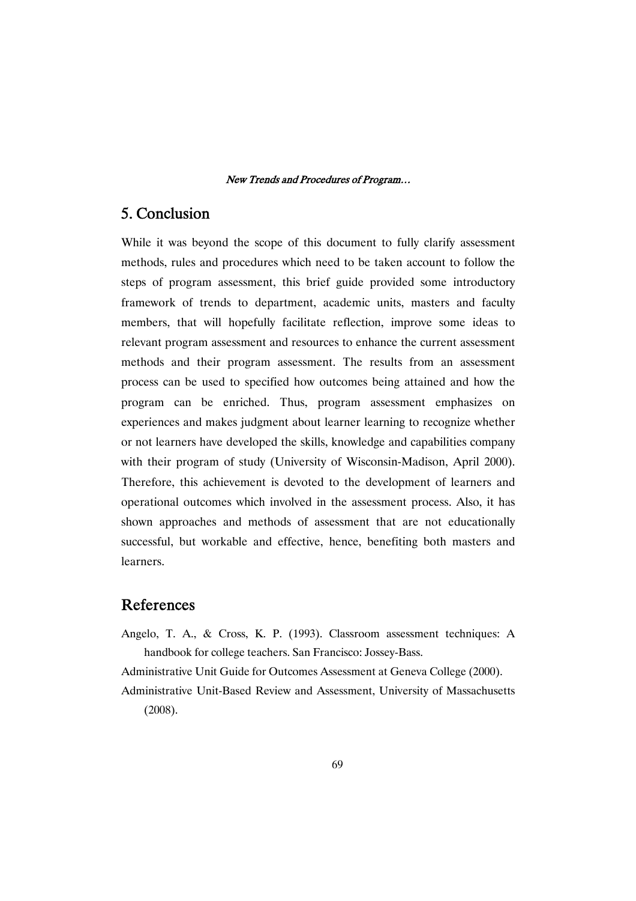## 5. Conclusion

While it was beyond the scope of this document to fully clarify assessment methods, rules and procedures which need to be taken account to follow the steps of program assessment, this brief guide provided some introductory framework of trends to department, academic units, masters and faculty members, that will hopefully facilitate reflection, improve some ideas to relevant program assessment and resources to enhance the current assessment methods and their program assessment. The results from an assessment process can be used to specified how outcomes being attained and how the program can be enriched. Thus, program assessment emphasizes on experiences and makes judgment about learner learning to recognize whether or not learners have developed the skills, knowledge and capabilities company with their program of study (University of Wisconsin-Madison, April 2000). Therefore, this achievement is devoted to the development of learners and operational outcomes which involved in the assessment process. Also, it has shown approaches and methods of assessment that are not educationally successful, but workable and effective, hence, benefiting both masters and learners.

## References

Angelo, T. A., & Cross, K. P. (1993). Classroom assessment techniques: A handbook for college teachers. San Francisco: Jossey-Bass.

Administrative Unit Guide for Outcomes Assessment at Geneva College (2000).

Administrative Unit-Based Review and Assessment, University of Massachusetts (2008).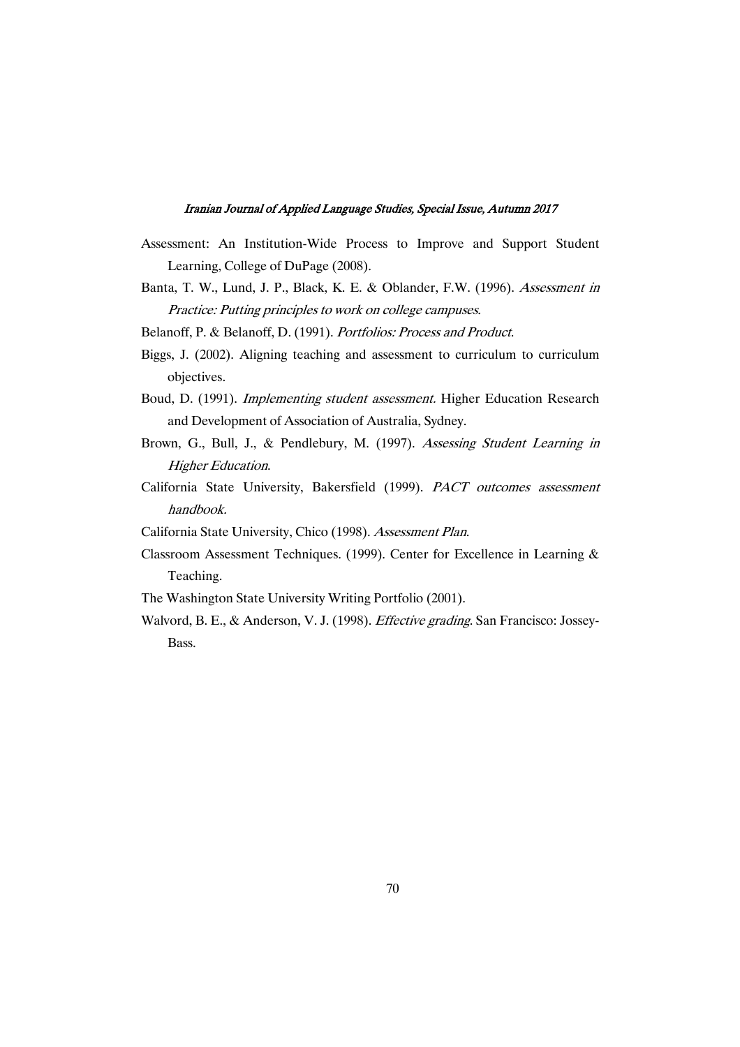Assessment: An Institution-Wide Process to Improve and Support Student Learning, College of DuPage (2008).

Banta, T. W., Lund, J. P., Black, K. E. & Oblander, F.W. (1996). *Assessment in Practice: Putting principles to work on college campuses.*

Belanoff, P. & Belanoff, D. (1991). *Portfolios: Process and Product.*

Biggs, J. (2002). Aligning teaching and assessment to curriculum to curriculum objectives.

Boud, D. (1991). *Implementing student assessment.* Higher Education Research and Development of Association of Australia, Sydney.

Brown, G., Bull, J., & Pendlebury, M. (1997). *Assessing Student Learning in Higher Education.*

California State University, Bakersfield (1999). *PACT outcomes assessment handbook.*

California State University, Chico (1998). *Assessment Plan.*

Classroom Assessment Techniques. (1999). Center for Excellence in Learning & Teaching.

The Washington State University Writing Portfolio (2001).

Walvord, B. E., & Anderson, V. J. (1998). *Effective grading.* San Francisco: Jossey-Bass.